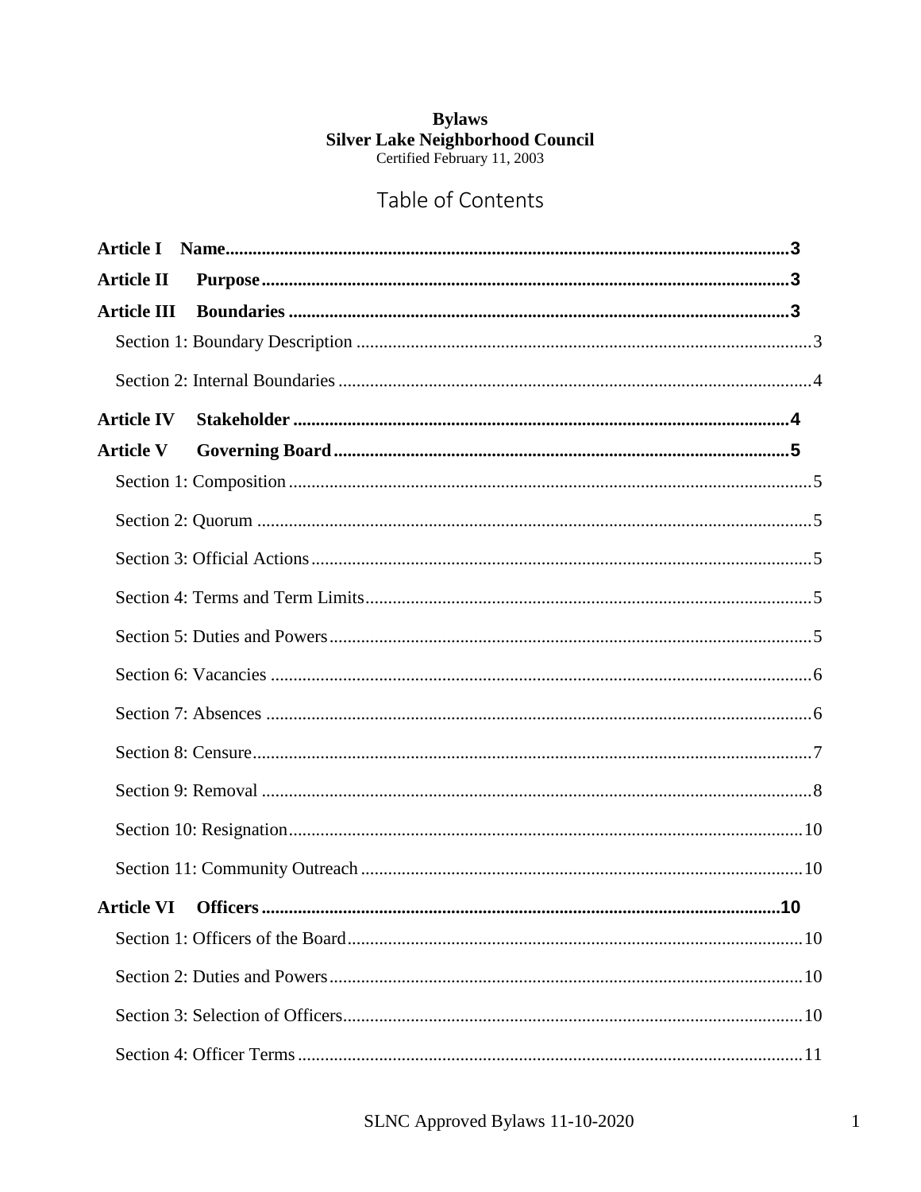**Bylaws**
**Silver Lake Neighborhood Council**
Certified February 11, 2003

# Table of Contents

**Article I Name** ........ **3**

**Article II Purpose** ........ **3**

**Article III Boundaries** ........ **3**

- Section 1: Boundary Description ........ 3
- Section 2: Internal Boundaries ........ 4

**Article IV Stakeholder** ........ **4**

**Article V Governing Board** ........ **5**

- Section 1: Composition ........ 5
- Section 2: Quorum ........ 5
- Section 3: Official Actions ........ 5
- Section 4: Terms and Term Limits ........ 5
- Section 5: Duties and Powers ........ 5
- Section 6: Vacancies ........ 6
- Section 7: Absences ........ 6
- Section 8: Censure ........ 7
- Section 9: Removal ........ 8
- Section 10: Resignation ........ 10
- Section 11: Community Outreach ........ 10

**Article VI Officers** ........ **10**

- Section 1: Officers of the Board ........ 10
- Section 2: Duties and Powers ........ 10
- Section 3: Selection of Officers ........ 10
- Section 4: Officer Terms ........ 11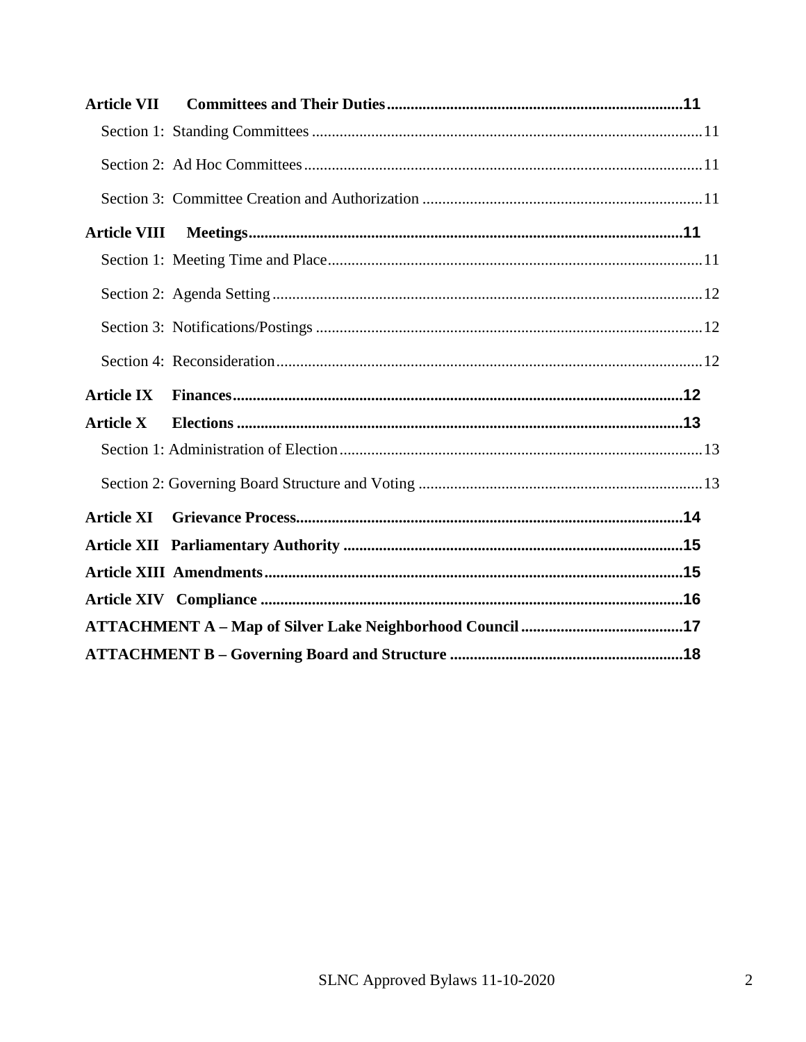**Article VII Committees and Their Duties** .......... **11**

Section 1: Standing Committees .......... 11

Section 2: Ad Hoc Committees .......... 11

Section 3: Committee Creation and Authorization .......... 11

**Article VIII Meetings** .......... **11**

Section 1: Meeting Time and Place .......... 11

Section 2: Agenda Setting .......... 12

Section 3: Notifications/Postings .......... 12

Section 4: Reconsideration .......... 12

**Article IX Finances** .......... **12**

**Article X Elections** .......... **13**

Section 1: Administration of Election .......... 13

Section 2: Governing Board Structure and Voting .......... 13

**Article XI Grievance Process** .......... **14**

**Article XII Parliamentary Authority** .......... **15**

**Article XIII Amendments** .......... **15**

**Article XIV Compliance** .......... **16**

**ATTACHMENT A – Map of Silver Lake Neighborhood Council** .......... **17**

**ATTACHMENT B – Governing Board and Structure** .......... **18**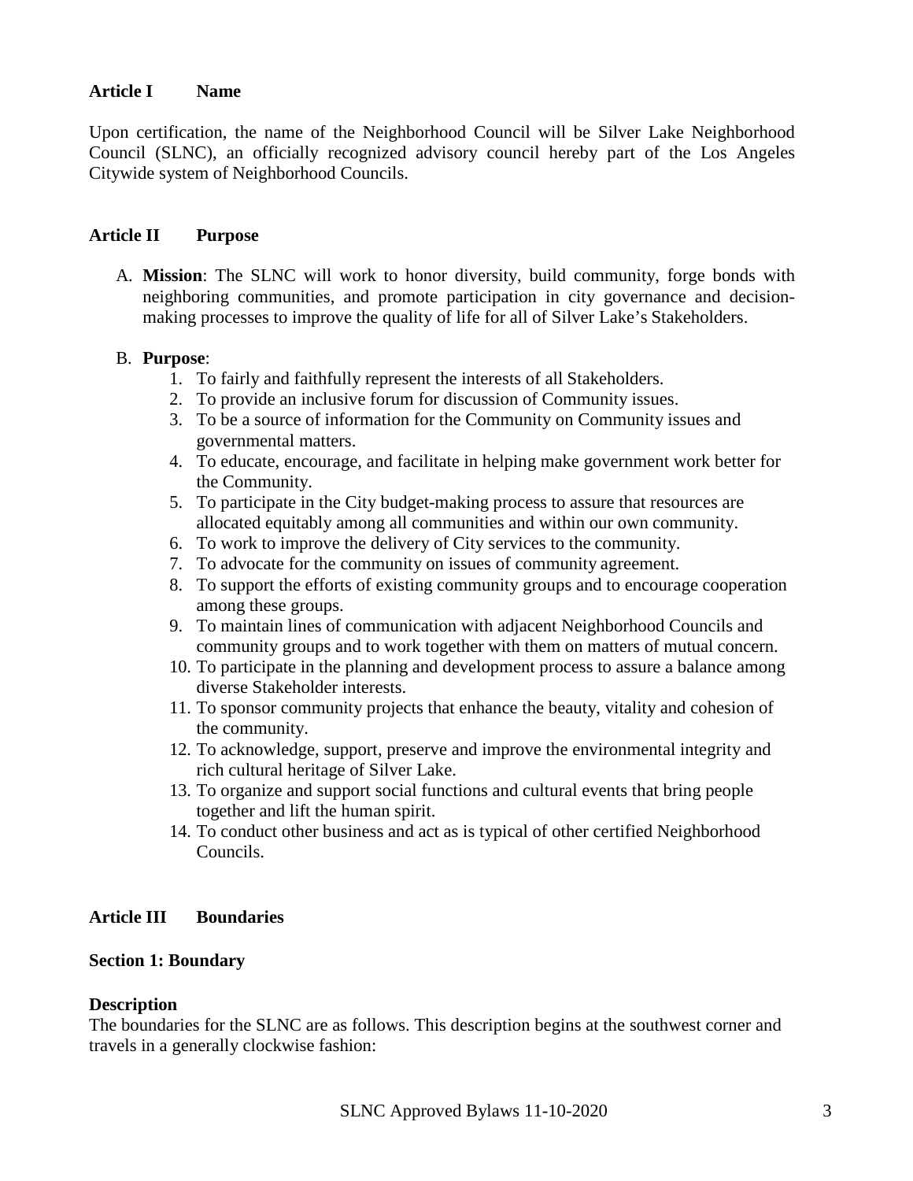## Article I Name

Upon certification, the name of the Neighborhood Council will be Silver Lake Neighborhood Council (SLNC), an officially recognized advisory council hereby part of the Los Angeles Citywide system of Neighborhood Councils.

## Article II Purpose

A. **Mission**: The SLNC will work to honor diversity, build community, forge bonds with neighboring communities, and promote participation in city governance and decision-making processes to improve the quality of life for all of Silver Lake's Stakeholders.

B. **Purpose**:
   1. To fairly and faithfully represent the interests of all Stakeholders.
   2. To provide an inclusive forum for discussion of Community issues.
   3. To be a source of information for the Community on Community issues and governmental matters.
   4. To educate, encourage, and facilitate in helping make government work better for the Community.
   5. To participate in the City budget-making process to assure that resources are allocated equitably among all communities and within our own community.
   6. To work to improve the delivery of City services to the community.
   7. To advocate for the community on issues of community agreement.
   8. To support the efforts of existing community groups and to encourage cooperation among these groups.
   9. To maintain lines of communication with adjacent Neighborhood Councils and community groups and to work together with them on matters of mutual concern.
   10. To participate in the planning and development process to assure a balance among diverse Stakeholder interests.
   11. To sponsor community projects that enhance the beauty, vitality and cohesion of the community.
   12. To acknowledge, support, preserve and improve the environmental integrity and rich cultural heritage of Silver Lake.
   13. To organize and support social functions and cultural events that bring people together and lift the human spirit.
   14. To conduct other business and act as is typical of other certified Neighborhood Councils.

## Article III Boundaries

### Section 1: Boundary

**Description**

The boundaries for the SLNC are as follows. This description begins at the southwest corner and travels in a generally clockwise fashion: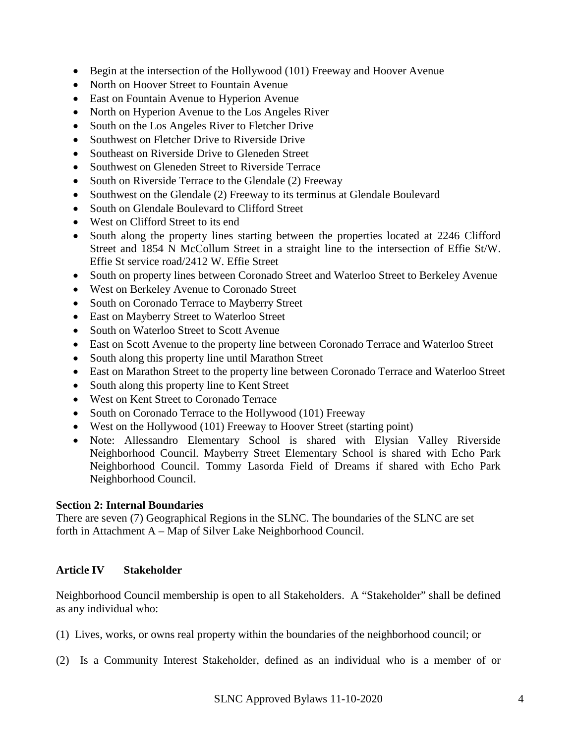- Begin at the intersection of the Hollywood (101) Freeway and Hoover Avenue
- North on Hoover Street to Fountain Avenue
- East on Fountain Avenue to Hyperion Avenue
- North on Hyperion Avenue to the Los Angeles River
- South on the Los Angeles River to Fletcher Drive
- Southwest on Fletcher Drive to Riverside Drive
- Southeast on Riverside Drive to Gleneden Street
- Southwest on Gleneden Street to Riverside Terrace
- South on Riverside Terrace to the Glendale (2) Freeway
- Southwest on the Glendale (2) Freeway to its terminus at Glendale Boulevard
- South on Glendale Boulevard to Clifford Street
- West on Clifford Street to its end
- South along the property lines starting between the properties located at 2246 Clifford Street and 1854 N McCollum Street in a straight line to the intersection of Effie St/W. Effie St service road/2412 W. Effie Street
- South on property lines between Coronado Street and Waterloo Street to Berkeley Avenue
- West on Berkeley Avenue to Coronado Street
- South on Coronado Terrace to Mayberry Street
- East on Mayberry Street to Waterloo Street
- South on Waterloo Street to Scott Avenue
- East on Scott Avenue to the property line between Coronado Terrace and Waterloo Street
- South along this property line until Marathon Street
- East on Marathon Street to the property line between Coronado Terrace and Waterloo Street
- South along this property line to Kent Street
- West on Kent Street to Coronado Terrace
- South on Coronado Terrace to the Hollywood (101) Freeway
- West on the Hollywood (101) Freeway to Hoover Street (starting point)
- Note: Allessandro Elementary School is shared with Elysian Valley Riverside Neighborhood Council. Mayberry Street Elementary School is shared with Echo Park Neighborhood Council. Tommy Lasorda Field of Dreams if shared with Echo Park Neighborhood Council.

**Section 2: Internal Boundaries**

There are seven (7) Geographical Regions in the SLNC. The boundaries of the SLNC are set forth in Attachment A – Map of Silver Lake Neighborhood Council.

## Article IV Stakeholder

Neighborhood Council membership is open to all Stakeholders. A "Stakeholder" shall be defined as any individual who:

(1) Lives, works, or owns real property within the boundaries of the neighborhood council; or

(2) Is a Community Interest Stakeholder, defined as an individual who is a member of or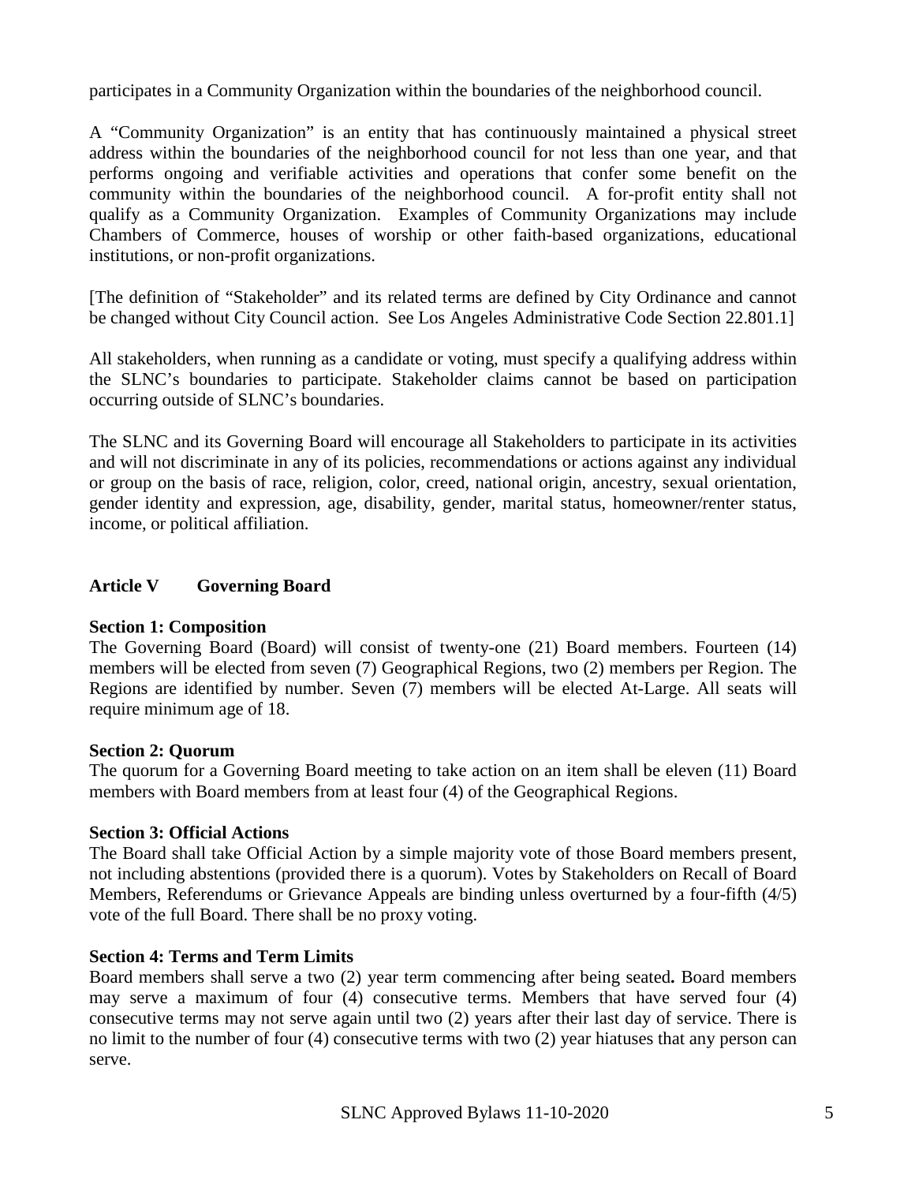participates in a Community Organization within the boundaries of the neighborhood council.

A "Community Organization" is an entity that has continuously maintained a physical street address within the boundaries of the neighborhood council for not less than one year, and that performs ongoing and verifiable activities and operations that confer some benefit on the community within the boundaries of the neighborhood council. A for-profit entity shall not qualify as a Community Organization. Examples of Community Organizations may include Chambers of Commerce, houses of worship or other faith-based organizations, educational institutions, or non-profit organizations.

[The definition of "Stakeholder" and its related terms are defined by City Ordinance and cannot be changed without City Council action. See Los Angeles Administrative Code Section 22.801.1]

All stakeholders, when running as a candidate or voting, must specify a qualifying address within the SLNC's boundaries to participate. Stakeholder claims cannot be based on participation occurring outside of SLNC's boundaries.

The SLNC and its Governing Board will encourage all Stakeholders to participate in its activities and will not discriminate in any of its policies, recommendations or actions against any individual or group on the basis of race, religion, color, creed, national origin, ancestry, sexual orientation, gender identity and expression, age, disability, gender, marital status, homeowner/renter status, income, or political affiliation.

## Article V Governing Board

### Section 1: Composition

The Governing Board (Board) will consist of twenty-one (21) Board members. Fourteen (14) members will be elected from seven (7) Geographical Regions, two (2) members per Region. The Regions are identified by number. Seven (7) members will be elected At-Large. All seats will require minimum age of 18.

### Section 2: Quorum

The quorum for a Governing Board meeting to take action on an item shall be eleven (11) Board members with Board members from at least four (4) of the Geographical Regions.

### Section 3: Official Actions

The Board shall take Official Action by a simple majority vote of those Board members present, not including abstentions (provided there is a quorum). Votes by Stakeholders on Recall of Board Members, Referendums or Grievance Appeals are binding unless overturned by a four-fifth (4/5) vote of the full Board. There shall be no proxy voting.

### Section 4: Terms and Term Limits

Board members shall serve a two (2) year term commencing after being seated**.** Board members may serve a maximum of four (4) consecutive terms. Members that have served four (4) consecutive terms may not serve again until two (2) years after their last day of service. There is no limit to the number of four (4) consecutive terms with two (2) year hiatuses that any person can serve.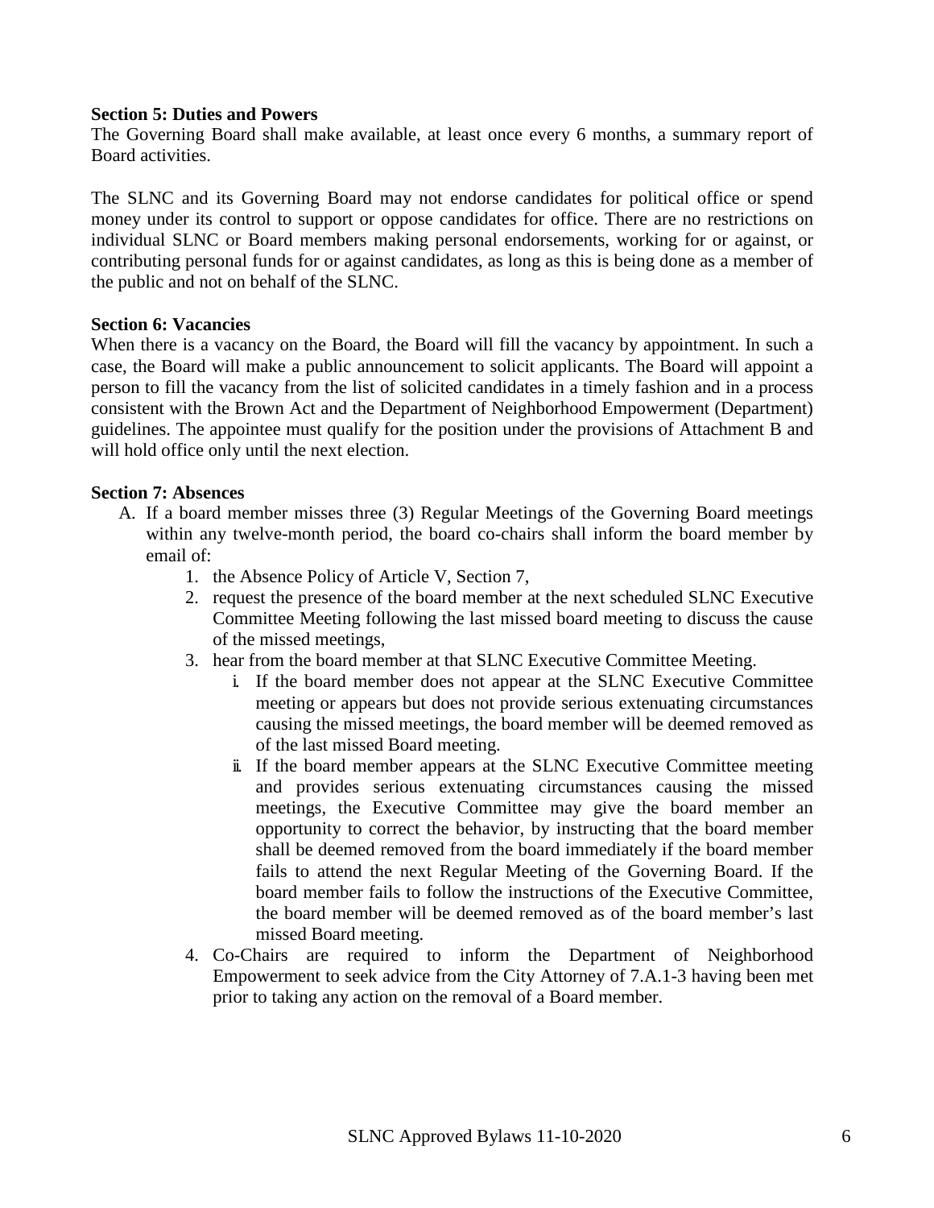**Section 5: Duties and Powers**

The Governing Board shall make available, at least once every 6 months, a summary report of Board activities.

The SLNC and its Governing Board may not endorse candidates for political office or spend money under its control to support or oppose candidates for office. There are no restrictions on individual SLNC or Board members making personal endorsements, working for or against, or contributing personal funds for or against candidates, as long as this is being done as a member of the public and not on behalf of the SLNC.

**Section 6: Vacancies**

When there is a vacancy on the Board, the Board will fill the vacancy by appointment. In such a case, the Board will make a public announcement to solicit applicants. The Board will appoint a person to fill the vacancy from the list of solicited candidates in a timely fashion and in a process consistent with the Brown Act and the Department of Neighborhood Empowerment (Department) guidelines. The appointee must qualify for the position under the provisions of Attachment B and will hold office only until the next election.

**Section 7: Absences**

A. If a board member misses three (3) Regular Meetings of the Governing Board meetings within any twelve-month period, the board co-chairs shall inform the board member by email of:
   1. the Absence Policy of Article V, Section 7,
   2. request the presence of the board member at the next scheduled SLNC Executive Committee Meeting following the last missed board meeting to discuss the cause of the missed meetings,
   3. hear from the board member at that SLNC Executive Committee Meeting.
      i. If the board member does not appear at the SLNC Executive Committee meeting or appears but does not provide serious extenuating circumstances causing the missed meetings, the board member will be deemed removed as of the last missed Board meeting.
      ii. If the board member appears at the SLNC Executive Committee meeting and provides serious extenuating circumstances causing the missed meetings, the Executive Committee may give the board member an opportunity to correct the behavior, by instructing that the board member shall be deemed removed from the board immediately if the board member fails to attend the next Regular Meeting of the Governing Board. If the board member fails to follow the instructions of the Executive Committee, the board member will be deemed removed as of the board member's last missed Board meeting.
   4. Co-Chairs are required to inform the Department of Neighborhood Empowerment to seek advice from the City Attorney of 7.A.1-3 having been met prior to taking any action on the removal of a Board member.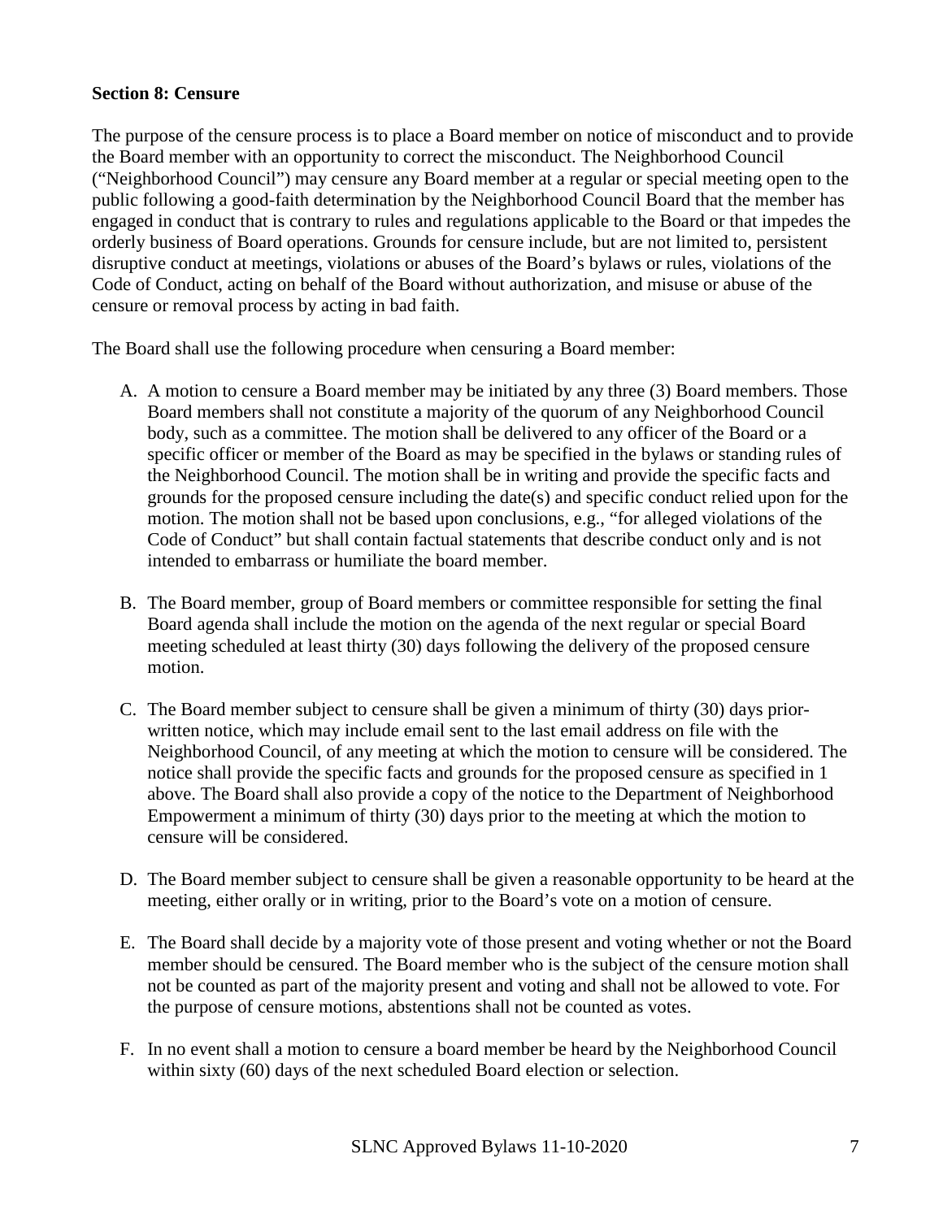**Section 8: Censure**

The purpose of the censure process is to place a Board member on notice of misconduct and to provide the Board member with an opportunity to correct the misconduct. The Neighborhood Council ("Neighborhood Council") may censure any Board member at a regular or special meeting open to the public following a good-faith determination by the Neighborhood Council Board that the member has engaged in conduct that is contrary to rules and regulations applicable to the Board or that impedes the orderly business of Board operations. Grounds for censure include, but are not limited to, persistent disruptive conduct at meetings, violations or abuses of the Board's bylaws or rules, violations of the Code of Conduct, acting on behalf of the Board without authorization, and misuse or abuse of the censure or removal process by acting in bad faith.

The Board shall use the following procedure when censuring a Board member:

A. A motion to censure a Board member may be initiated by any three (3) Board members. Those Board members shall not constitute a majority of the quorum of any Neighborhood Council body, such as a committee. The motion shall be delivered to any officer of the Board or a specific officer or member of the Board as may be specified in the bylaws or standing rules of the Neighborhood Council. The motion shall be in writing and provide the specific facts and grounds for the proposed censure including the date(s) and specific conduct relied upon for the motion. The motion shall not be based upon conclusions, e.g., "for alleged violations of the Code of Conduct" but shall contain factual statements that describe conduct only and is not intended to embarrass or humiliate the board member.

B. The Board member, group of Board members or committee responsible for setting the final Board agenda shall include the motion on the agenda of the next regular or special Board meeting scheduled at least thirty (30) days following the delivery of the proposed censure motion.

C. The Board member subject to censure shall be given a minimum of thirty (30) days prior-written notice, which may include email sent to the last email address on file with the Neighborhood Council, of any meeting at which the motion to censure will be considered. The notice shall provide the specific facts and grounds for the proposed censure as specified in 1 above. The Board shall also provide a copy of the notice to the Department of Neighborhood Empowerment a minimum of thirty (30) days prior to the meeting at which the motion to censure will be considered.

D. The Board member subject to censure shall be given a reasonable opportunity to be heard at the meeting, either orally or in writing, prior to the Board's vote on a motion of censure.

E. The Board shall decide by a majority vote of those present and voting whether or not the Board member should be censured. The Board member who is the subject of the censure motion shall not be counted as part of the majority present and voting and shall not be allowed to vote. For the purpose of censure motions, abstentions shall not be counted as votes.

F. In no event shall a motion to censure a board member be heard by the Neighborhood Council within sixty (60) days of the next scheduled Board election or selection.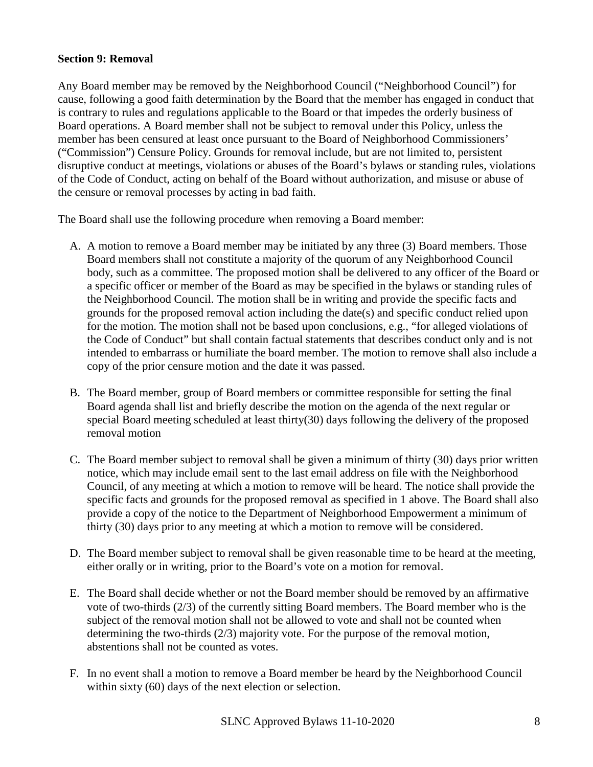**Section 9: Removal**

Any Board member may be removed by the Neighborhood Council ("Neighborhood Council") for cause, following a good faith determination by the Board that the member has engaged in conduct that is contrary to rules and regulations applicable to the Board or that impedes the orderly business of Board operations. A Board member shall not be subject to removal under this Policy, unless the member has been censured at least once pursuant to the Board of Neighborhood Commissioners' ("Commission") Censure Policy. Grounds for removal include, but are not limited to, persistent disruptive conduct at meetings, violations or abuses of the Board's bylaws or standing rules, violations of the Code of Conduct, acting on behalf of the Board without authorization, and misuse or abuse of the censure or removal processes by acting in bad faith.

The Board shall use the following procedure when removing a Board member:

A. A motion to remove a Board member may be initiated by any three (3) Board members. Those Board members shall not constitute a majority of the quorum of any Neighborhood Council body, such as a committee. The proposed motion shall be delivered to any officer of the Board or a specific officer or member of the Board as may be specified in the bylaws or standing rules of the Neighborhood Council. The motion shall be in writing and provide the specific facts and grounds for the proposed removal action including the date(s) and specific conduct relied upon for the motion. The motion shall not be based upon conclusions, e.g., "for alleged violations of the Code of Conduct" but shall contain factual statements that describes conduct only and is not intended to embarrass or humiliate the board member. The motion to remove shall also include a copy of the prior censure motion and the date it was passed.

B. The Board member, group of Board members or committee responsible for setting the final Board agenda shall list and briefly describe the motion on the agenda of the next regular or special Board meeting scheduled at least thirty(30) days following the delivery of the proposed removal motion

C. The Board member subject to removal shall be given a minimum of thirty (30) days prior written notice, which may include email sent to the last email address on file with the Neighborhood Council, of any meeting at which a motion to remove will be heard. The notice shall provide the specific facts and grounds for the proposed removal as specified in 1 above. The Board shall also provide a copy of the notice to the Department of Neighborhood Empowerment a minimum of thirty (30) days prior to any meeting at which a motion to remove will be considered.

D. The Board member subject to removal shall be given reasonable time to be heard at the meeting, either orally or in writing, prior to the Board's vote on a motion for removal.

E. The Board shall decide whether or not the Board member should be removed by an affirmative vote of two-thirds (2/3) of the currently sitting Board members. The Board member who is the subject of the removal motion shall not be allowed to vote and shall not be counted when determining the two-thirds (2/3) majority vote. For the purpose of the removal motion, abstentions shall not be counted as votes.

F. In no event shall a motion to remove a Board member be heard by the Neighborhood Council within sixty (60) days of the next election or selection.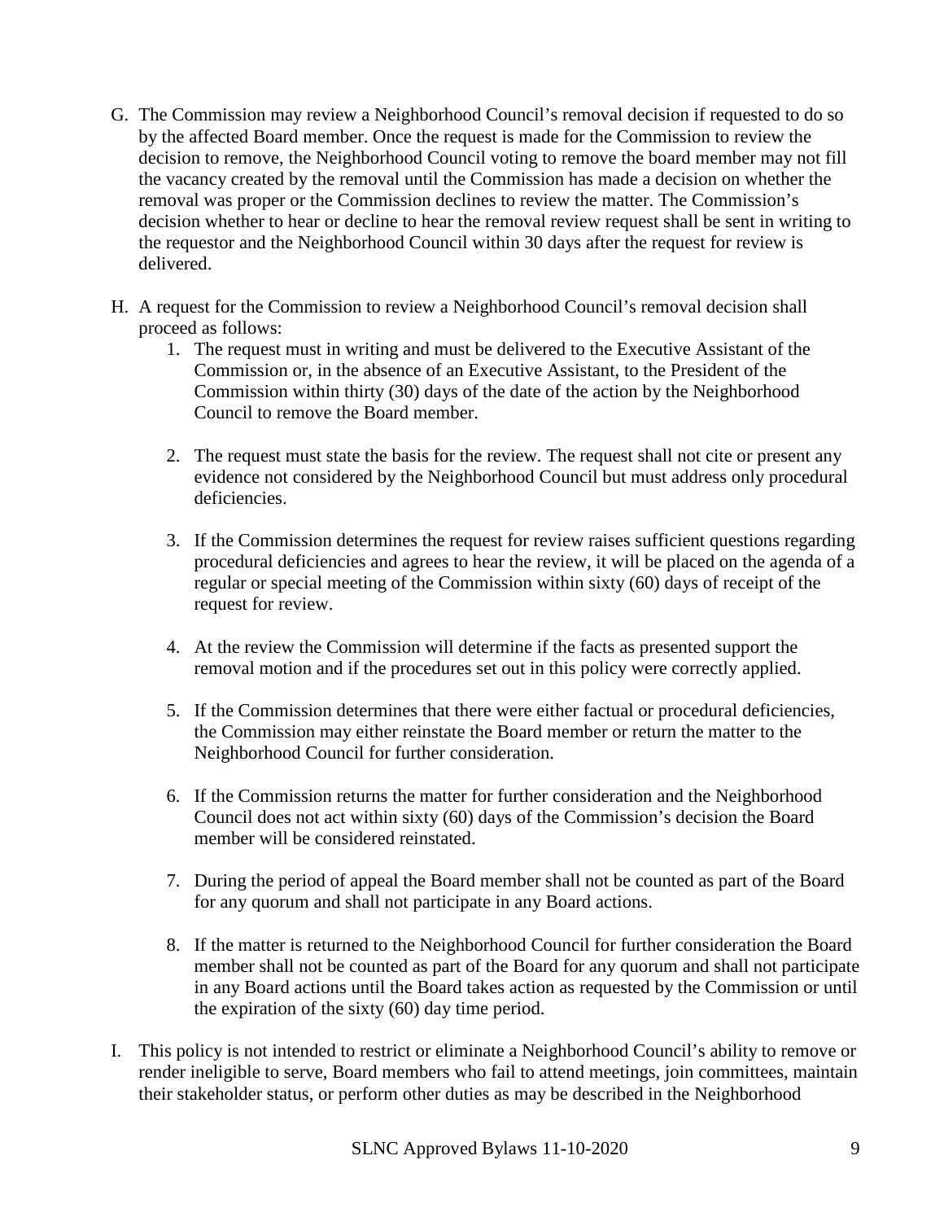G. The Commission may review a Neighborhood Council's removal decision if requested to do so by the affected Board member. Once the request is made for the Commission to review the decision to remove, the Neighborhood Council voting to remove the board member may not fill the vacancy created by the removal until the Commission has made a decision on whether the removal was proper or the Commission declines to review the matter. The Commission's decision whether to hear or decline to hear the removal review request shall be sent in writing to the requestor and the Neighborhood Council within 30 days after the request for review is delivered.

H. A request for the Commission to review a Neighborhood Council's removal decision shall proceed as follows:

   1. The request must in writing and must be delivered to the Executive Assistant of the Commission or, in the absence of an Executive Assistant, to the President of the Commission within thirty (30) days of the date of the action by the Neighborhood Council to remove the Board member.

   2. The request must state the basis for the review. The request shall not cite or present any evidence not considered by the Neighborhood Council but must address only procedural deficiencies.

   3. If the Commission determines the request for review raises sufficient questions regarding procedural deficiencies and agrees to hear the review, it will be placed on the agenda of a regular or special meeting of the Commission within sixty (60) days of receipt of the request for review.

   4. At the review the Commission will determine if the facts as presented support the removal motion and if the procedures set out in this policy were correctly applied.

   5. If the Commission determines that there were either factual or procedural deficiencies, the Commission may either reinstate the Board member or return the matter to the Neighborhood Council for further consideration.

   6. If the Commission returns the matter for further consideration and the Neighborhood Council does not act within sixty (60) days of the Commission's decision the Board member will be considered reinstated.

   7. During the period of appeal the Board member shall not be counted as part of the Board for any quorum and shall not participate in any Board actions.

   8. If the matter is returned to the Neighborhood Council for further consideration the Board member shall not be counted as part of the Board for any quorum and shall not participate in any Board actions until the Board takes action as requested by the Commission or until the expiration of the sixty (60) day time period.

I. This policy is not intended to restrict or eliminate a Neighborhood Council's ability to remove or render ineligible to serve, Board members who fail to attend meetings, join committees, maintain their stakeholder status, or perform other duties as may be described in the Neighborhood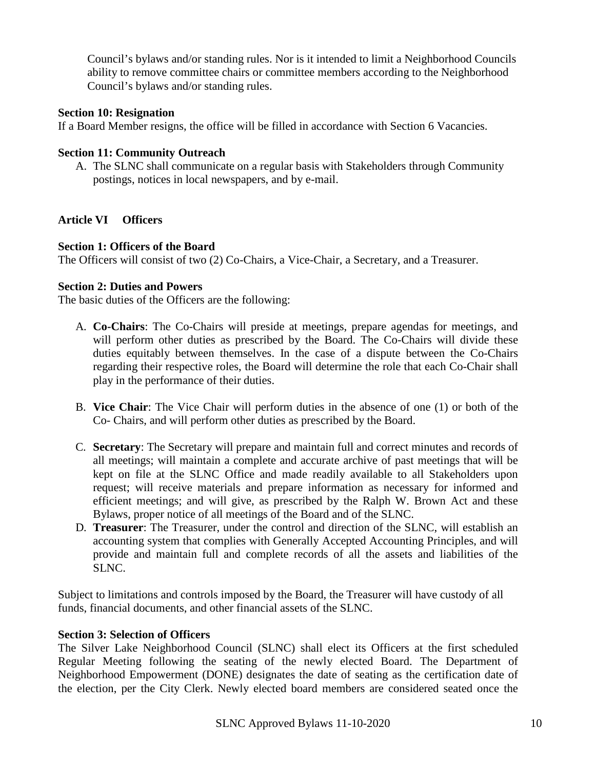Council's bylaws and/or standing rules. Nor is it intended to limit a Neighborhood Councils ability to remove committee chairs or committee members according to the Neighborhood Council's bylaws and/or standing rules.

**Section 10: Resignation**

If a Board Member resigns, the office will be filled in accordance with Section 6 Vacancies.

**Section 11: Community Outreach**

A. The SLNC shall communicate on a regular basis with Stakeholders through Community postings, notices in local newspapers, and by e-mail.

## Article VI Officers

**Section 1: Officers of the Board**

The Officers will consist of two (2) Co-Chairs, a Vice-Chair, a Secretary, and a Treasurer.

**Section 2: Duties and Powers**

The basic duties of the Officers are the following:

A. **Co-Chairs**: The Co-Chairs will preside at meetings, prepare agendas for meetings, and will perform other duties as prescribed by the Board. The Co-Chairs will divide these duties equitably between themselves. In the case of a dispute between the Co-Chairs regarding their respective roles, the Board will determine the role that each Co-Chair shall play in the performance of their duties.

B. **Vice Chair**: The Vice Chair will perform duties in the absence of one (1) or both of the Co- Chairs, and will perform other duties as prescribed by the Board.

C. **Secretary**: The Secretary will prepare and maintain full and correct minutes and records of all meetings; will maintain a complete and accurate archive of past meetings that will be kept on file at the SLNC Office and made readily available to all Stakeholders upon request; will receive materials and prepare information as necessary for informed and efficient meetings; and will give, as prescribed by the Ralph W. Brown Act and these Bylaws, proper notice of all meetings of the Board and of the SLNC.

D. **Treasurer**: The Treasurer, under the control and direction of the SLNC, will establish an accounting system that complies with Generally Accepted Accounting Principles, and will provide and maintain full and complete records of all the assets and liabilities of the SLNC.

Subject to limitations and controls imposed by the Board, the Treasurer will have custody of all funds, financial documents, and other financial assets of the SLNC.

**Section 3: Selection of Officers**

The Silver Lake Neighborhood Council (SLNC) shall elect its Officers at the first scheduled Regular Meeting following the seating of the newly elected Board. The Department of Neighborhood Empowerment (DONE) designates the date of seating as the certification date of the election, per the City Clerk. Newly elected board members are considered seated once the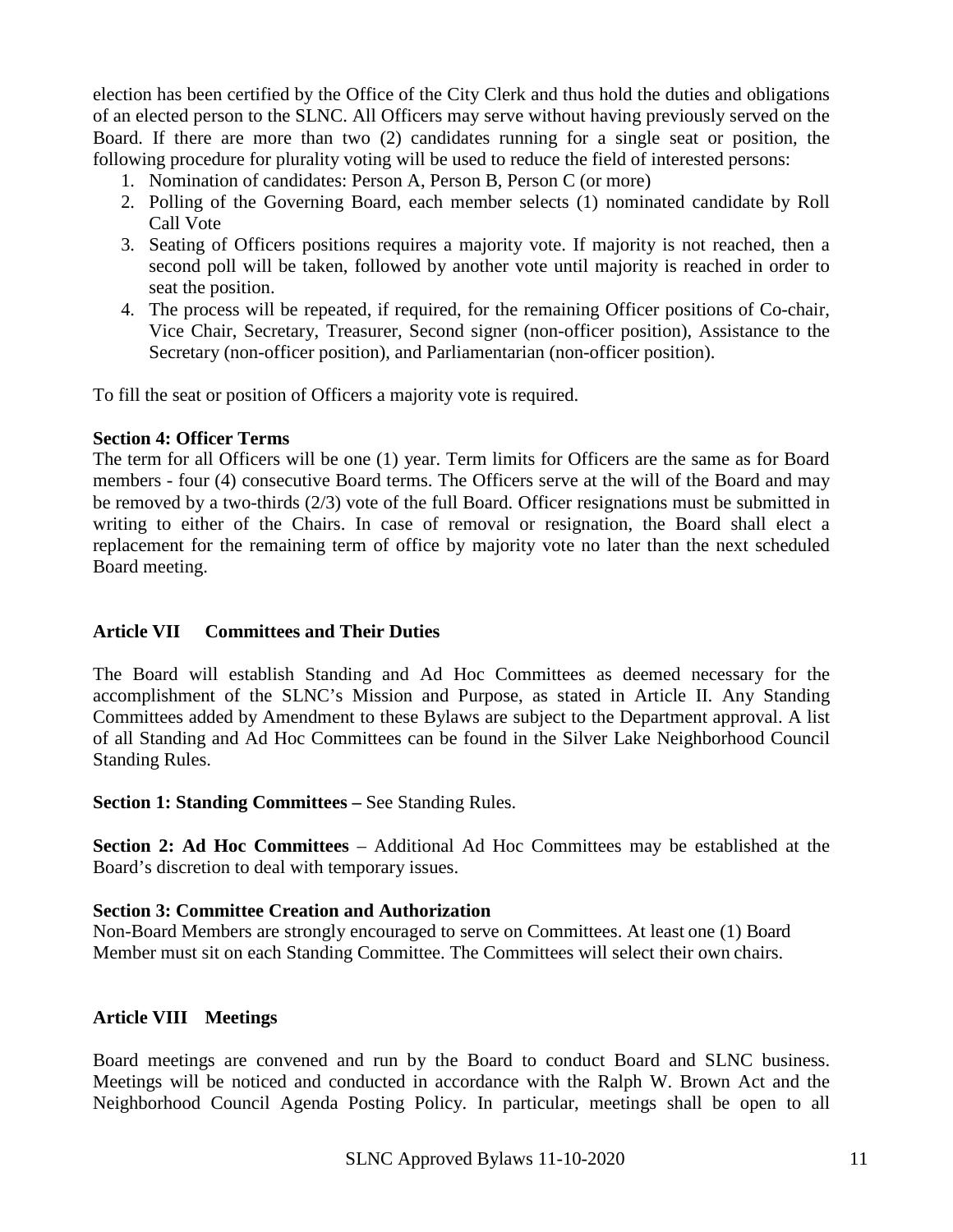election has been certified by the Office of the City Clerk and thus hold the duties and obligations of an elected person to the SLNC. All Officers may serve without having previously served on the Board. If there are more than two (2) candidates running for a single seat or position, the following procedure for plurality voting will be used to reduce the field of interested persons:

1. Nomination of candidates: Person A, Person B, Person C (or more)
2. Polling of the Governing Board, each member selects (1) nominated candidate by Roll Call Vote
3. Seating of Officers positions requires a majority vote. If majority is not reached, then a second poll will be taken, followed by another vote until majority is reached in order to seat the position.
4. The process will be repeated, if required, for the remaining Officer positions of Co-chair, Vice Chair, Secretary, Treasurer, Second signer (non-officer position), Assistance to the Secretary (non-officer position), and Parliamentarian (non-officer position).

To fill the seat or position of Officers a majority vote is required.

**Section 4: Officer Terms**

The term for all Officers will be one (1) year. Term limits for Officers are the same as for Board members - four (4) consecutive Board terms. The Officers serve at the will of the Board and may be removed by a two-thirds (2/3) vote of the full Board. Officer resignations must be submitted in writing to either of the Chairs. In case of removal or resignation, the Board shall elect a replacement for the remaining term of office by majority vote no later than the next scheduled Board meeting.

## Article VII Committees and Their Duties

The Board will establish Standing and Ad Hoc Committees as deemed necessary for the accomplishment of the SLNC's Mission and Purpose, as stated in Article II. Any Standing Committees added by Amendment to these Bylaws are subject to the Department approval. A list of all Standing and Ad Hoc Committees can be found in the Silver Lake Neighborhood Council Standing Rules.

**Section 1: Standing Committees –** See Standing Rules.

**Section 2: Ad Hoc Committees** – Additional Ad Hoc Committees may be established at the Board's discretion to deal with temporary issues.

**Section 3: Committee Creation and Authorization**

Non-Board Members are strongly encouraged to serve on Committees. At least one (1) Board Member must sit on each Standing Committee. The Committees will select their own chairs.

## Article VIII Meetings

Board meetings are convened and run by the Board to conduct Board and SLNC business. Meetings will be noticed and conducted in accordance with the Ralph W. Brown Act and the Neighborhood Council Agenda Posting Policy. In particular, meetings shall be open to all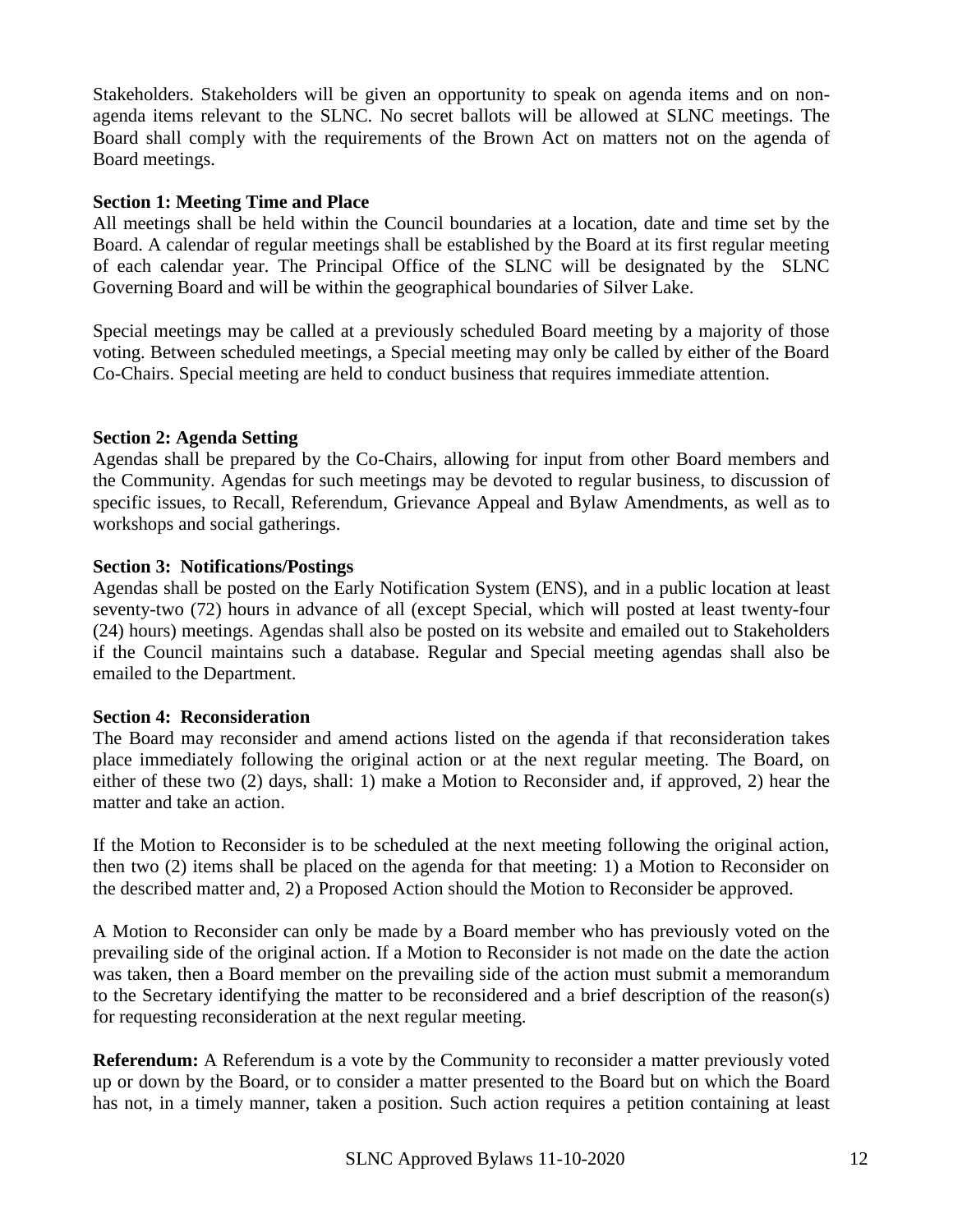Stakeholders. Stakeholders will be given an opportunity to speak on agenda items and on non-agenda items relevant to the SLNC. No secret ballots will be allowed at SLNC meetings. The Board shall comply with the requirements of the Brown Act on matters not on the agenda of Board meetings.

**Section 1: Meeting Time and Place**

All meetings shall be held within the Council boundaries at a location, date and time set by the Board. A calendar of regular meetings shall be established by the Board at its first regular meeting of each calendar year. The Principal Office of the SLNC will be designated by the SLNC Governing Board and will be within the geographical boundaries of Silver Lake.

Special meetings may be called at a previously scheduled Board meeting by a majority of those voting. Between scheduled meetings, a Special meeting may only be called by either of the Board Co-Chairs. Special meeting are held to conduct business that requires immediate attention.

**Section 2: Agenda Setting**

Agendas shall be prepared by the Co-Chairs, allowing for input from other Board members and the Community. Agendas for such meetings may be devoted to regular business, to discussion of specific issues, to Recall, Referendum, Grievance Appeal and Bylaw Amendments, as well as to workshops and social gatherings.

**Section 3: Notifications/Postings**

Agendas shall be posted on the Early Notification System (ENS), and in a public location at least seventy-two (72) hours in advance of all (except Special, which will posted at least twenty-four (24) hours) meetings. Agendas shall also be posted on its website and emailed out to Stakeholders if the Council maintains such a database. Regular and Special meeting agendas shall also be emailed to the Department.

**Section 4: Reconsideration**

The Board may reconsider and amend actions listed on the agenda if that reconsideration takes place immediately following the original action or at the next regular meeting. The Board, on either of these two (2) days, shall: 1) make a Motion to Reconsider and, if approved, 2) hear the matter and take an action.

If the Motion to Reconsider is to be scheduled at the next meeting following the original action, then two (2) items shall be placed on the agenda for that meeting: 1) a Motion to Reconsider on the described matter and, 2) a Proposed Action should the Motion to Reconsider be approved.

A Motion to Reconsider can only be made by a Board member who has previously voted on the prevailing side of the original action. If a Motion to Reconsider is not made on the date the action was taken, then a Board member on the prevailing side of the action must submit a memorandum to the Secretary identifying the matter to be reconsidered and a brief description of the reason(s) for requesting reconsideration at the next regular meeting.

**Referendum:** A Referendum is a vote by the Community to reconsider a matter previously voted up or down by the Board, or to consider a matter presented to the Board but on which the Board has not, in a timely manner, taken a position. Such action requires a petition containing at least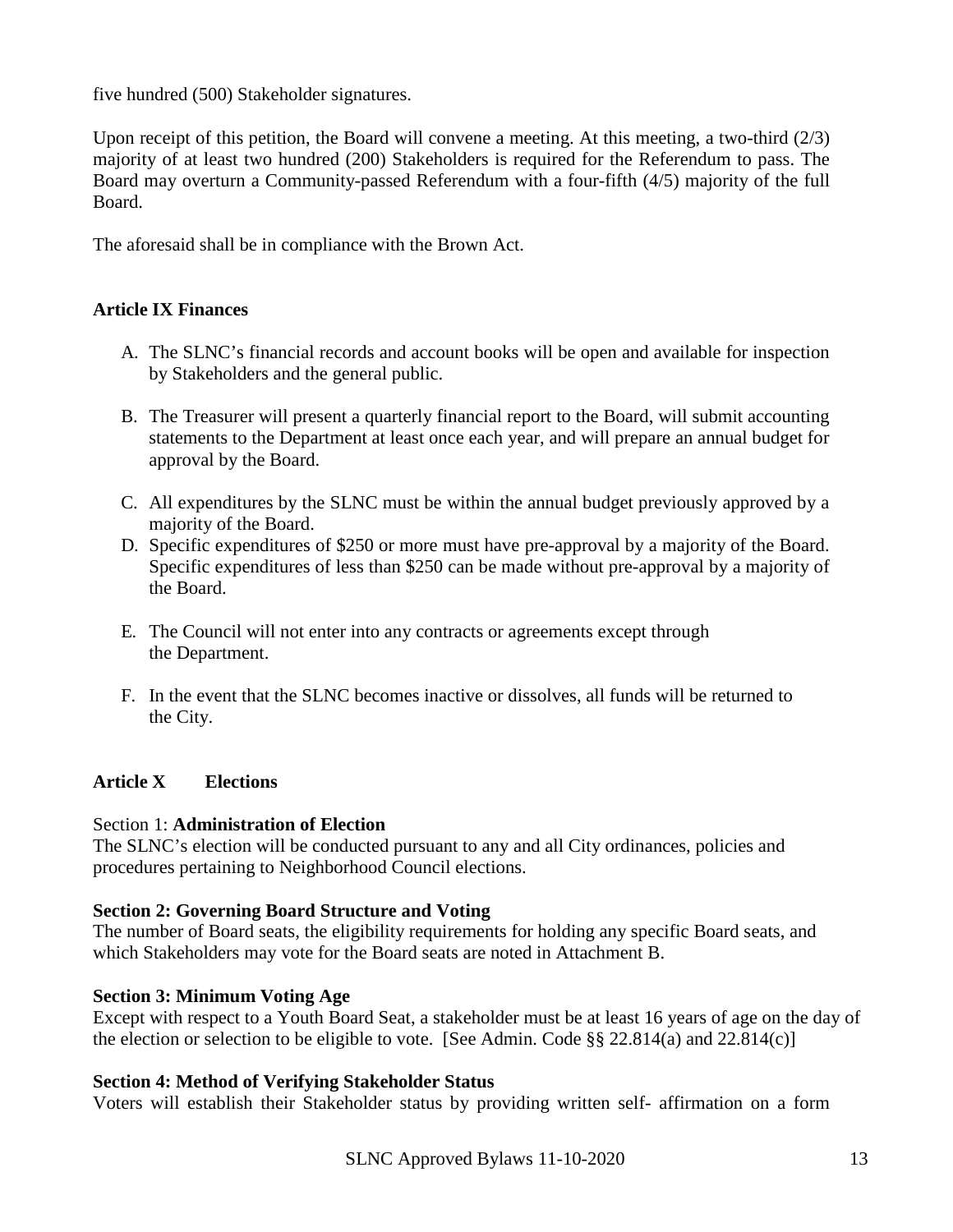five hundred (500) Stakeholder signatures.

Upon receipt of this petition, the Board will convene a meeting. At this meeting, a two-third (2/3) majority of at least two hundred (200) Stakeholders is required for the Referendum to pass. The Board may overturn a Community-passed Referendum with a four-fifth (4/5) majority of the full Board.

The aforesaid shall be in compliance with the Brown Act.

## Article IX Finances

A. The SLNC's financial records and account books will be open and available for inspection by Stakeholders and the general public.

B. The Treasurer will present a quarterly financial report to the Board, will submit accounting statements to the Department at least once each year, and will prepare an annual budget for approval by the Board.

C. All expenditures by the SLNC must be within the annual budget previously approved by a majority of the Board.

D. Specific expenditures of $250 or more must have pre-approval by a majority of the Board. Specific expenditures of less than $250 can be made without pre-approval by a majority of the Board.

E. The Council will not enter into any contracts or agreements except through the Department.

F. In the event that the SLNC becomes inactive or dissolves, all funds will be returned to the City.

## Article X Elections

Section 1: **Administration of Election**

The SLNC's election will be conducted pursuant to any and all City ordinances, policies and procedures pertaining to Neighborhood Council elections.

**Section 2: Governing Board Structure and Voting**

The number of Board seats, the eligibility requirements for holding any specific Board seats, and which Stakeholders may vote for the Board seats are noted in Attachment B.

**Section 3: Minimum Voting Age**

Except with respect to a Youth Board Seat, a stakeholder must be at least 16 years of age on the day of the election or selection to be eligible to vote. [See Admin. Code §§ 22.814(a) and 22.814(c)]

**Section 4: Method of Verifying Stakeholder Status**

Voters will establish their Stakeholder status by providing written self- affirmation on a form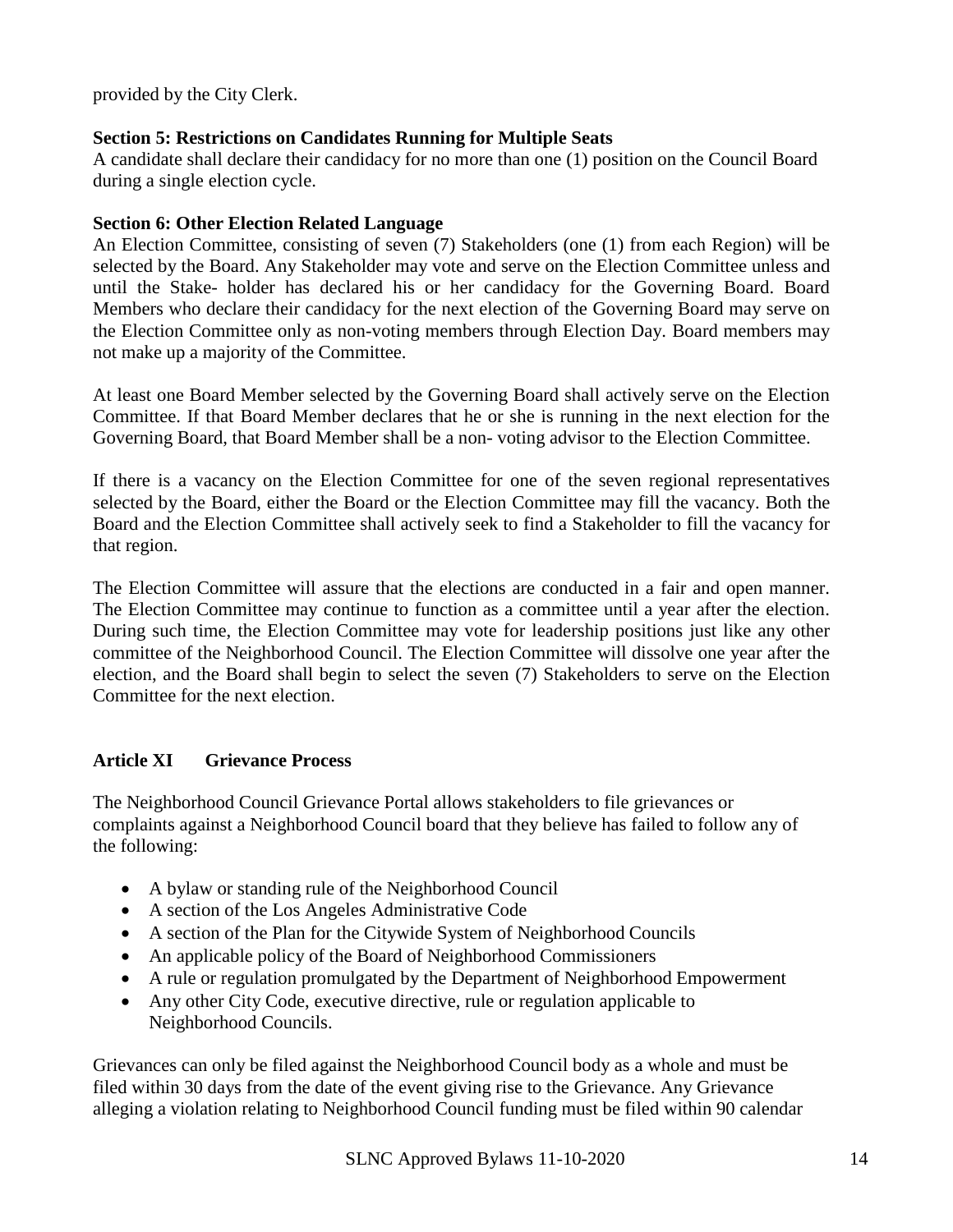provided by the City Clerk.

**Section 5: Restrictions on Candidates Running for Multiple Seats**

A candidate shall declare their candidacy for no more than one (1) position on the Council Board during a single election cycle.

**Section 6: Other Election Related Language**

An Election Committee, consisting of seven (7) Stakeholders (one (1) from each Region) will be selected by the Board. Any Stakeholder may vote and serve on the Election Committee unless and until the Stake- holder has declared his or her candidacy for the Governing Board. Board Members who declare their candidacy for the next election of the Governing Board may serve on the Election Committee only as non-voting members through Election Day. Board members may not make up a majority of the Committee.

At least one Board Member selected by the Governing Board shall actively serve on the Election Committee. If that Board Member declares that he or she is running in the next election for the Governing Board, that Board Member shall be a non- voting advisor to the Election Committee.

If there is a vacancy on the Election Committee for one of the seven regional representatives selected by the Board, either the Board or the Election Committee may fill the vacancy. Both the Board and the Election Committee shall actively seek to find a Stakeholder to fill the vacancy for that region.

The Election Committee will assure that the elections are conducted in a fair and open manner. The Election Committee may continue to function as a committee until a year after the election. During such time, the Election Committee may vote for leadership positions just like any other committee of the Neighborhood Council. The Election Committee will dissolve one year after the election, and the Board shall begin to select the seven (7) Stakeholders to serve on the Election Committee for the next election.

## Article XI Grievance Process

The Neighborhood Council Grievance Portal allows stakeholders to file grievances or complaints against a Neighborhood Council board that they believe has failed to follow any of the following:

- A bylaw or standing rule of the Neighborhood Council
- A section of the Los Angeles Administrative Code
- A section of the Plan for the Citywide System of Neighborhood Councils
- An applicable policy of the Board of Neighborhood Commissioners
- A rule or regulation promulgated by the Department of Neighborhood Empowerment
- Any other City Code, executive directive, rule or regulation applicable to Neighborhood Councils.

Grievances can only be filed against the Neighborhood Council body as a whole and must be filed within 30 days from the date of the event giving rise to the Grievance. Any Grievance alleging a violation relating to Neighborhood Council funding must be filed within 90 calendar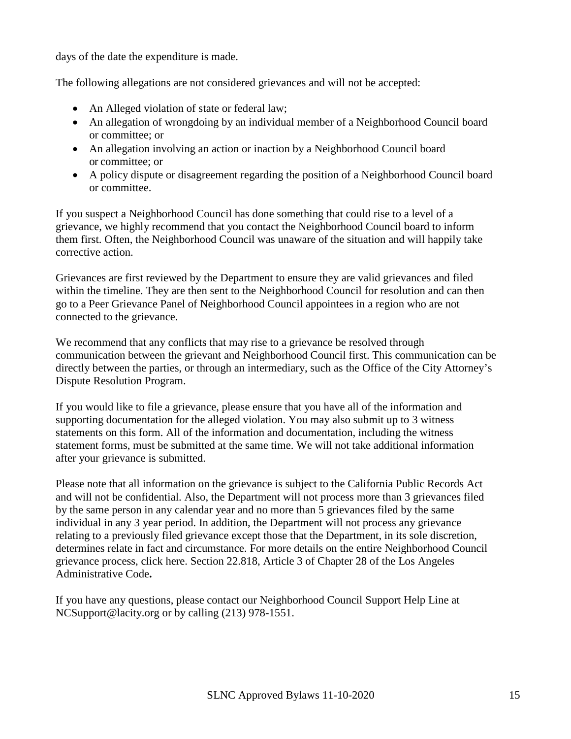days of the date the expenditure is made.

The following allegations are not considered grievances and will not be accepted:

- An Alleged violation of state or federal law;
- An allegation of wrongdoing by an individual member of a Neighborhood Council board or committee; or
- An allegation involving an action or inaction by a Neighborhood Council board or committee; or
- A policy dispute or disagreement regarding the position of a Neighborhood Council board or committee.

If you suspect a Neighborhood Council has done something that could rise to a level of a grievance, we highly recommend that you contact the Neighborhood Council board to inform them first. Often, the Neighborhood Council was unaware of the situation and will happily take corrective action.

Grievances are first reviewed by the Department to ensure they are valid grievances and filed within the timeline. They are then sent to the Neighborhood Council for resolution and can then go to a Peer Grievance Panel of Neighborhood Council appointees in a region who are not connected to the grievance.

We recommend that any conflicts that may rise to a grievance be resolved through communication between the grievant and Neighborhood Council first. This communication can be directly between the parties, or through an intermediary, such as the Office of the City Attorney's Dispute Resolution Program.

If you would like to file a grievance, please ensure that you have all of the information and supporting documentation for the alleged violation. You may also submit up to 3 witness statements on this form. All of the information and documentation, including the witness statement forms, must be submitted at the same time. We will not take additional information after your grievance is submitted.

Please note that all information on the grievance is subject to the California Public Records Act and will not be confidential. Also, the Department will not process more than 3 grievances filed by the same person in any calendar year and no more than 5 grievances filed by the same individual in any 3 year period. In addition, the Department will not process any grievance relating to a previously filed grievance except those that the Department, in its sole discretion, determines relate in fact and circumstance. For more details on the entire Neighborhood Council grievance process, click here. Section 22.818, Article 3 of Chapter 28 of the Los Angeles Administrative Code**.**

If you have any questions, please contact our Neighborhood Council Support Help Line at NCSupport@lacity.org or by calling (213) 978-1551.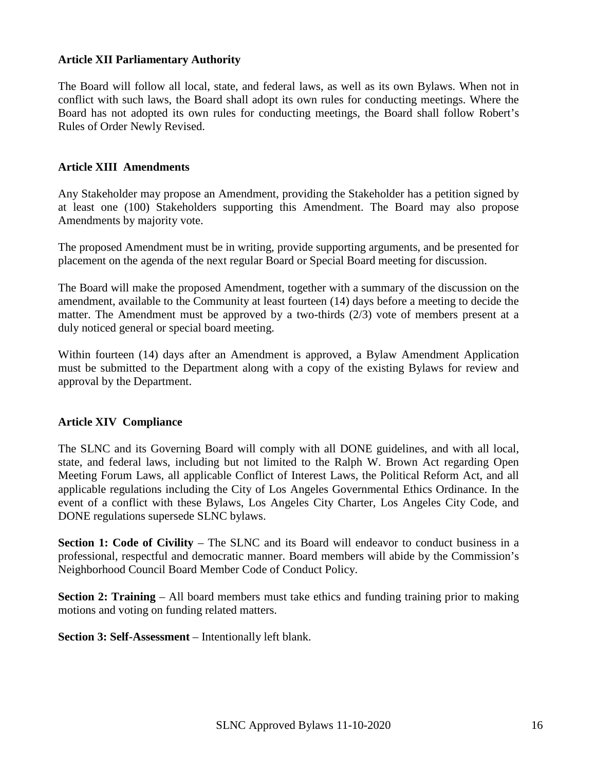**Article XII Parliamentary Authority**

The Board will follow all local, state, and federal laws, as well as its own Bylaws. When not in conflict with such laws, the Board shall adopt its own rules for conducting meetings. Where the Board has not adopted its own rules for conducting meetings, the Board shall follow Robert's Rules of Order Newly Revised.

**Article XIII Amendments**

Any Stakeholder may propose an Amendment, providing the Stakeholder has a petition signed by at least one (100) Stakeholders supporting this Amendment. The Board may also propose Amendments by majority vote.

The proposed Amendment must be in writing, provide supporting arguments, and be presented for placement on the agenda of the next regular Board or Special Board meeting for discussion.

The Board will make the proposed Amendment, together with a summary of the discussion on the amendment, available to the Community at least fourteen (14) days before a meeting to decide the matter. The Amendment must be approved by a two-thirds (2/3) vote of members present at a duly noticed general or special board meeting.

Within fourteen (14) days after an Amendment is approved, a Bylaw Amendment Application must be submitted to the Department along with a copy of the existing Bylaws for review and approval by the Department.

**Article XIV Compliance**

The SLNC and its Governing Board will comply with all DONE guidelines, and with all local, state, and federal laws, including but not limited to the Ralph W. Brown Act regarding Open Meeting Forum Laws, all applicable Conflict of Interest Laws, the Political Reform Act, and all applicable regulations including the City of Los Angeles Governmental Ethics Ordinance. In the event of a conflict with these Bylaws, Los Angeles City Charter, Los Angeles City Code, and DONE regulations supersede SLNC bylaws.

**Section 1: Code of Civility** – The SLNC and its Board will endeavor to conduct business in a professional, respectful and democratic manner. Board members will abide by the Commission's Neighborhood Council Board Member Code of Conduct Policy.

**Section 2: Training** – All board members must take ethics and funding training prior to making motions and voting on funding related matters.

**Section 3: Self-Assessment** – Intentionally left blank.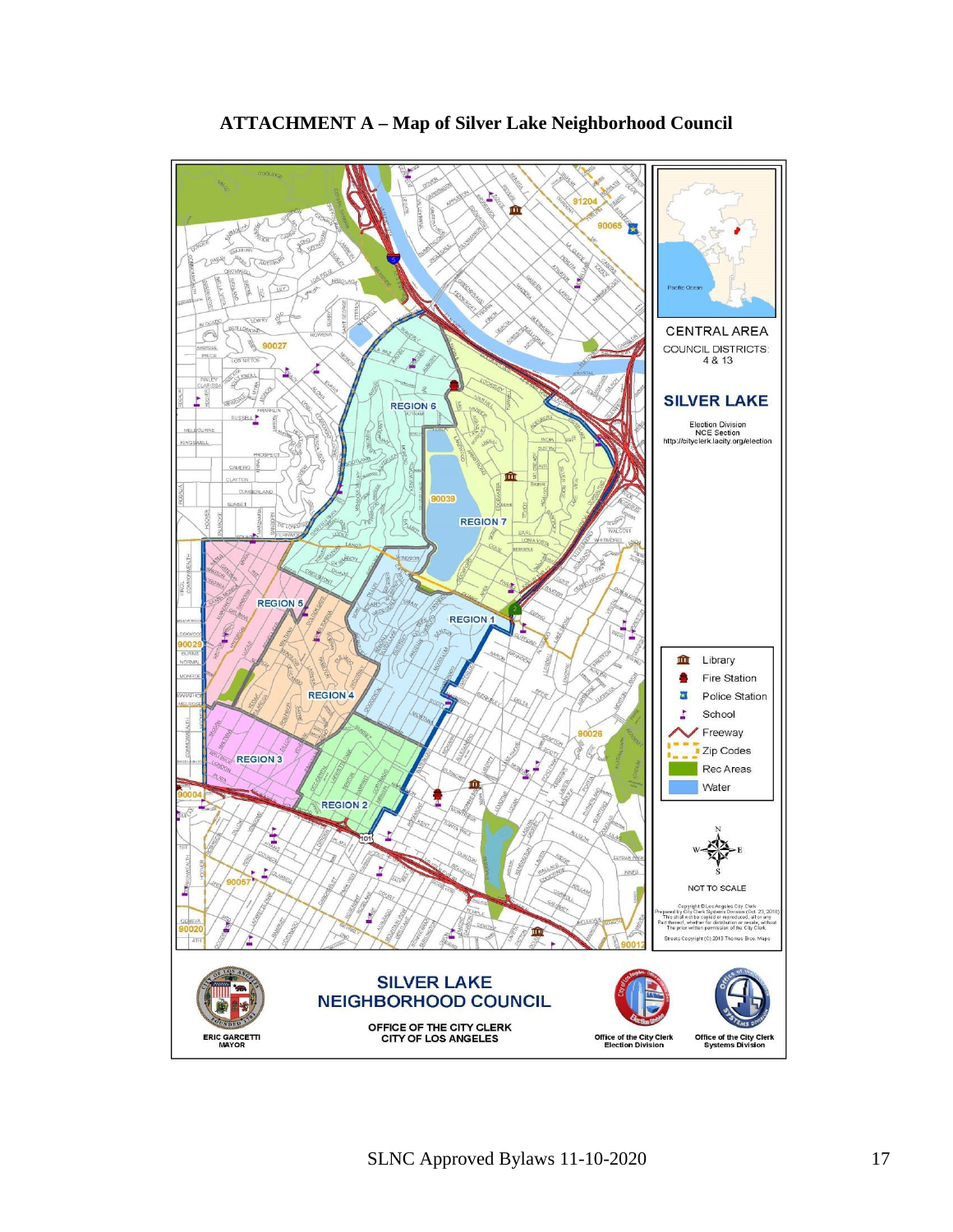# ATTACHMENT A – Map of Silver Lake Neighborhood Council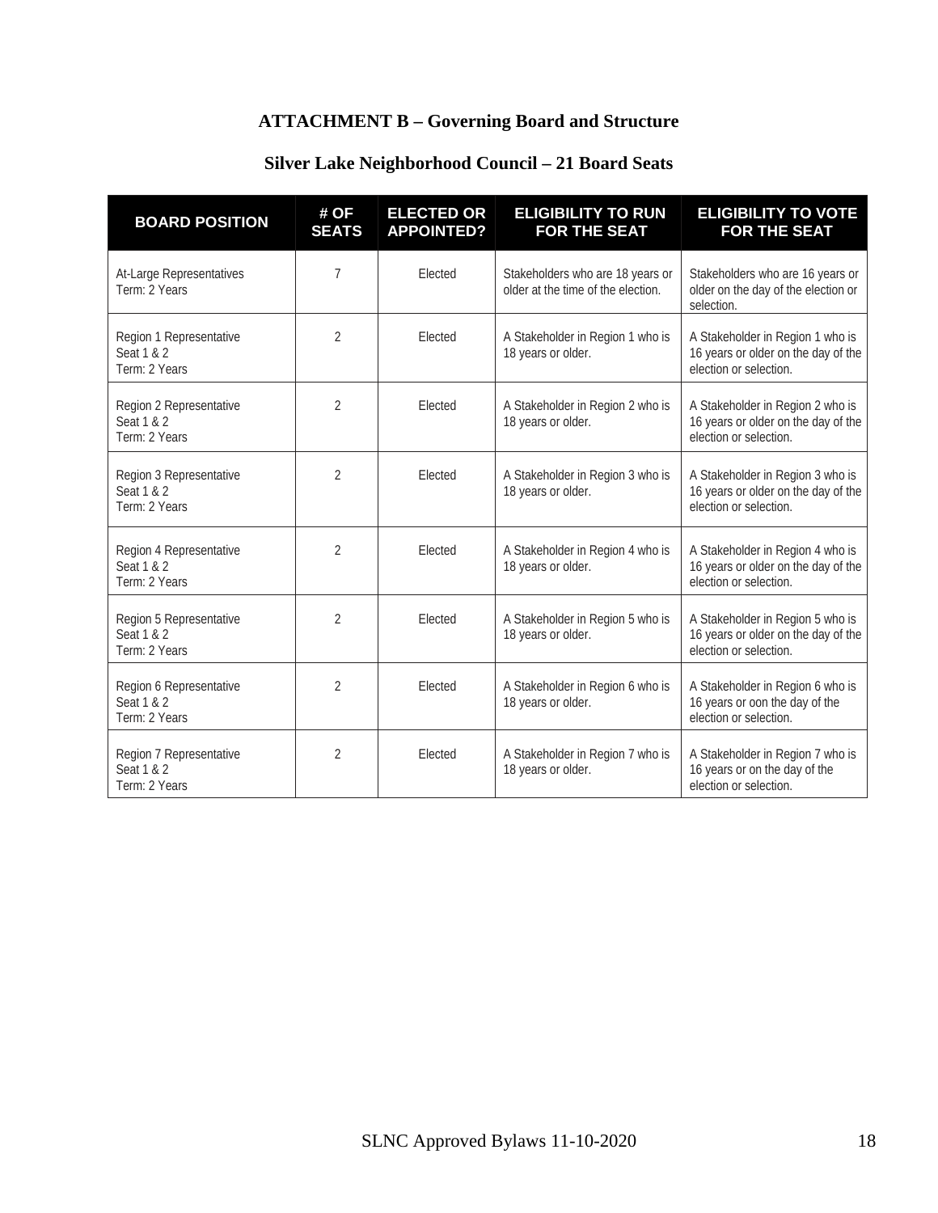# ATTACHMENT B – Governing Board and Structure

## Silver Lake Neighborhood Council – 21 Board Seats

| BOARD POSITION | # OF SEATS | ELECTED OR APPOINTED? | ELIGIBILITY TO RUN FOR THE SEAT | ELIGIBILITY TO VOTE FOR THE SEAT |
|---|---|---|---|---|
| At-Large Representatives<br>Term: 2 Years | 7 | Elected | Stakeholders who are 18 years or older at the time of the election. | Stakeholders who are 16 years or older on the day of the election or selection. |
| Region 1 Representative<br>Seat 1 & 2<br>Term: 2 Years | 2 | Elected | A Stakeholder in Region 1 who is 18 years or older. | A Stakeholder in Region 1 who is 16 years or older on the day of the election or selection. |
| Region 2 Representative<br>Seat 1 & 2<br>Term: 2 Years | 2 | Elected | A Stakeholder in Region 2 who is 18 years or older. | A Stakeholder in Region 2 who is 16 years or older on the day of the election or selection. |
| Region 3 Representative<br>Seat 1 & 2<br>Term: 2 Years | 2 | Elected | A Stakeholder in Region 3 who is 18 years or older. | A Stakeholder in Region 3 who is 16 years or older on the day of the election or selection. |
| Region 4 Representative<br>Seat 1 & 2<br>Term: 2 Years | 2 | Elected | A Stakeholder in Region 4 who is 18 years or older. | A Stakeholder in Region 4 who is 16 years or older on the day of the election or selection. |
| Region 5 Representative<br>Seat 1 & 2<br>Term: 2 Years | 2 | Elected | A Stakeholder in Region 5 who is 18 years or older. | A Stakeholder in Region 5 who is 16 years or older on the day of the election or selection. |
| Region 6 Representative<br>Seat 1 & 2<br>Term: 2 Years | 2 | Elected | A Stakeholder in Region 6 who is 18 years or older. | A Stakeholder in Region 6 who is 16 years or oon the day of the election or selection. |
| Region 7 Representative<br>Seat 1 & 2<br>Term: 2 Years | 2 | Elected | A Stakeholder in Region 7 who is 18 years or older. | A Stakeholder in Region 7 who is 16 years or on the day of the election or selection. |

SLNC Approved Bylaws 11-10-2020